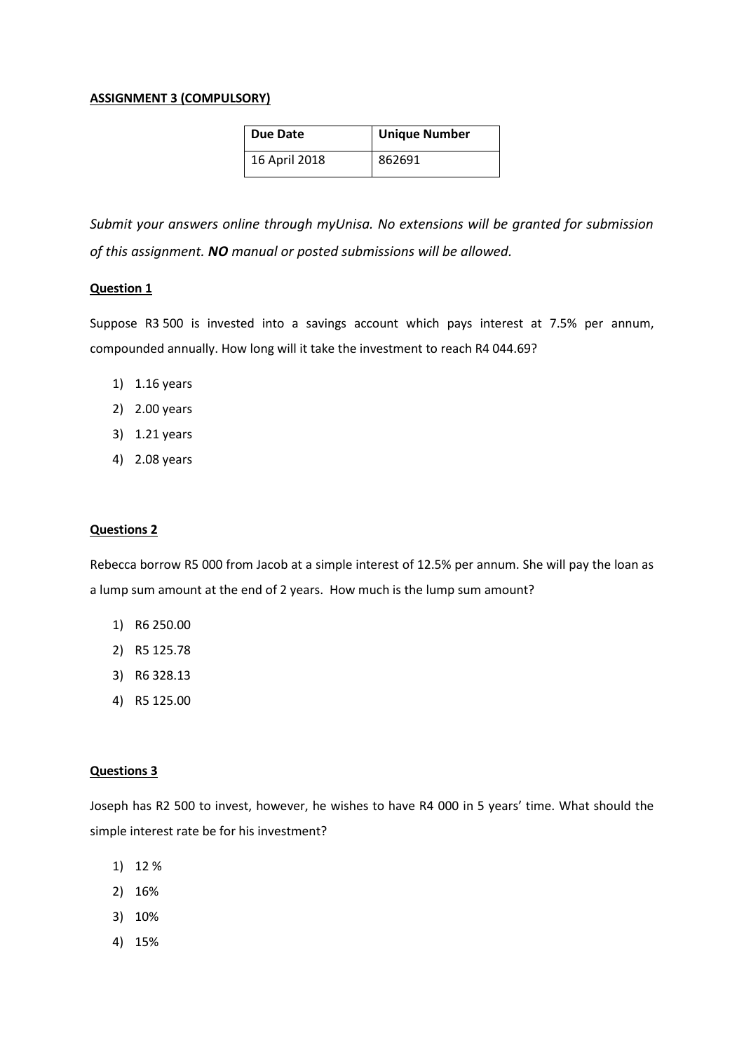**ASSIGNMENT 3 (COMPULSORY)**

| Due Date | Unique Number |
|---|---|
| 16 April 2018 | 862691 |

*Submit your answers online through myUnisa. No extensions will be granted for submission of this assignment.* ***NO*** *manual or posted submissions will be allowed.*

**Question 1**

Suppose R3 500 is invested into a savings account which pays interest at 7.5% per annum, compounded annually. How long will it take the investment to reach R4 044.69?

1) 1.16 years
2) 2.00 years
3) 1.21 years
4) 2.08 years

**Questions 2**

Rebecca borrow R5 000 from Jacob at a simple interest of 12.5% per annum. She will pay the loan as a lump sum amount at the end of 2 years. How much is the lump sum amount?

1) R6 250.00
2) R5 125.78
3) R6 328.13
4) R5 125.00

**Questions 3**

Joseph has R2 500 to invest, however, he wishes to have R4 000 in 5 years' time. What should the simple interest rate be for his investment?

1) 12 %
2) 16%
3) 10%
4) 15%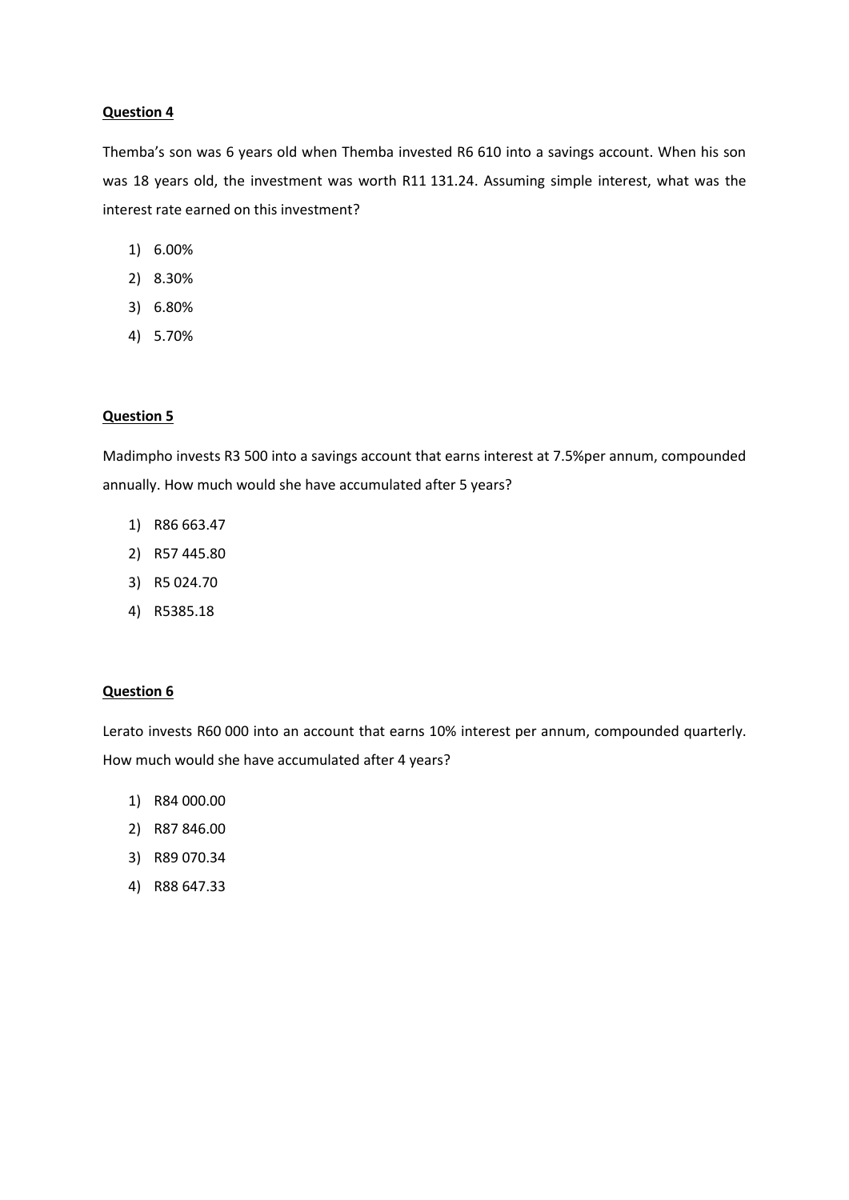**Question 4**

Themba's son was 6 years old when Themba invested R6 610 into a savings account. When his son was 18 years old, the investment was worth R11 131.24. Assuming simple interest, what was the interest rate earned on this investment?

1) 6.00%
2) 8.30%
3) 6.80%
4) 5.70%

**Question 5**

Madimpho invests R3 500 into a savings account that earns interest at 7.5%per annum, compounded annually. How much would she have accumulated after 5 years?

1) R86 663.47
2) R57 445.80
3) R5 024.70
4) R5385.18

**Question 6**

Lerato invests R60 000 into an account that earns 10% interest per annum, compounded quarterly. How much would she have accumulated after 4 years?

1) R84 000.00
2) R87 846.00
3) R89 070.34
4) R88 647.33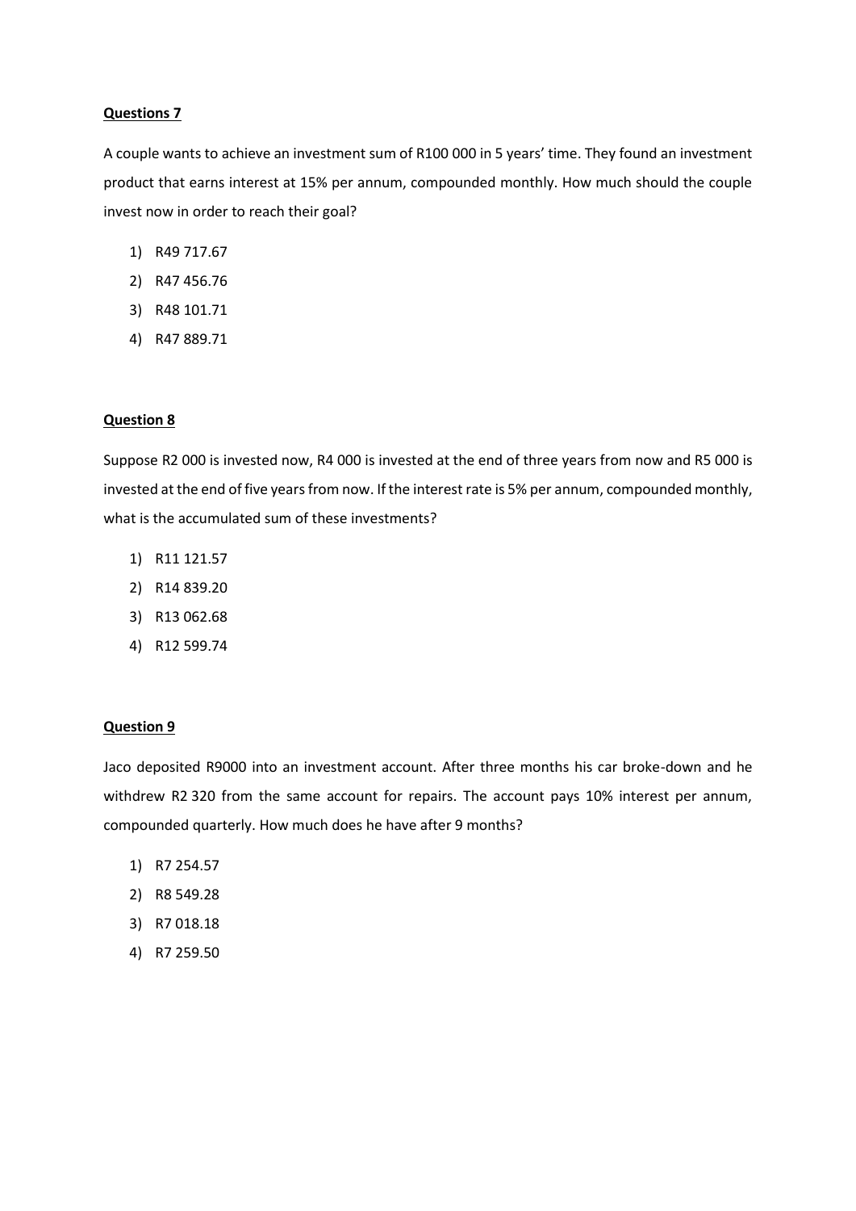**Questions 7**

A couple wants to achieve an investment sum of R100 000 in 5 years' time. They found an investment product that earns interest at 15% per annum, compounded monthly. How much should the couple invest now in order to reach their goal?

1) R49 717.67
2) R47 456.76
3) R48 101.71
4) R47 889.71

**Question 8**

Suppose R2 000 is invested now, R4 000 is invested at the end of three years from now and R5 000 is invested at the end of five years from now. If the interest rate is 5% per annum, compounded monthly, what is the accumulated sum of these investments?

1) R11 121.57
2) R14 839.20
3) R13 062.68
4) R12 599.74

**Question 9**

Jaco deposited R9000 into an investment account. After three months his car broke-down and he withdrew R2 320 from the same account for repairs. The account pays 10% interest per annum, compounded quarterly. How much does he have after 9 months?

1) R7 254.57
2) R8 549.28
3) R7 018.18
4) R7 259.50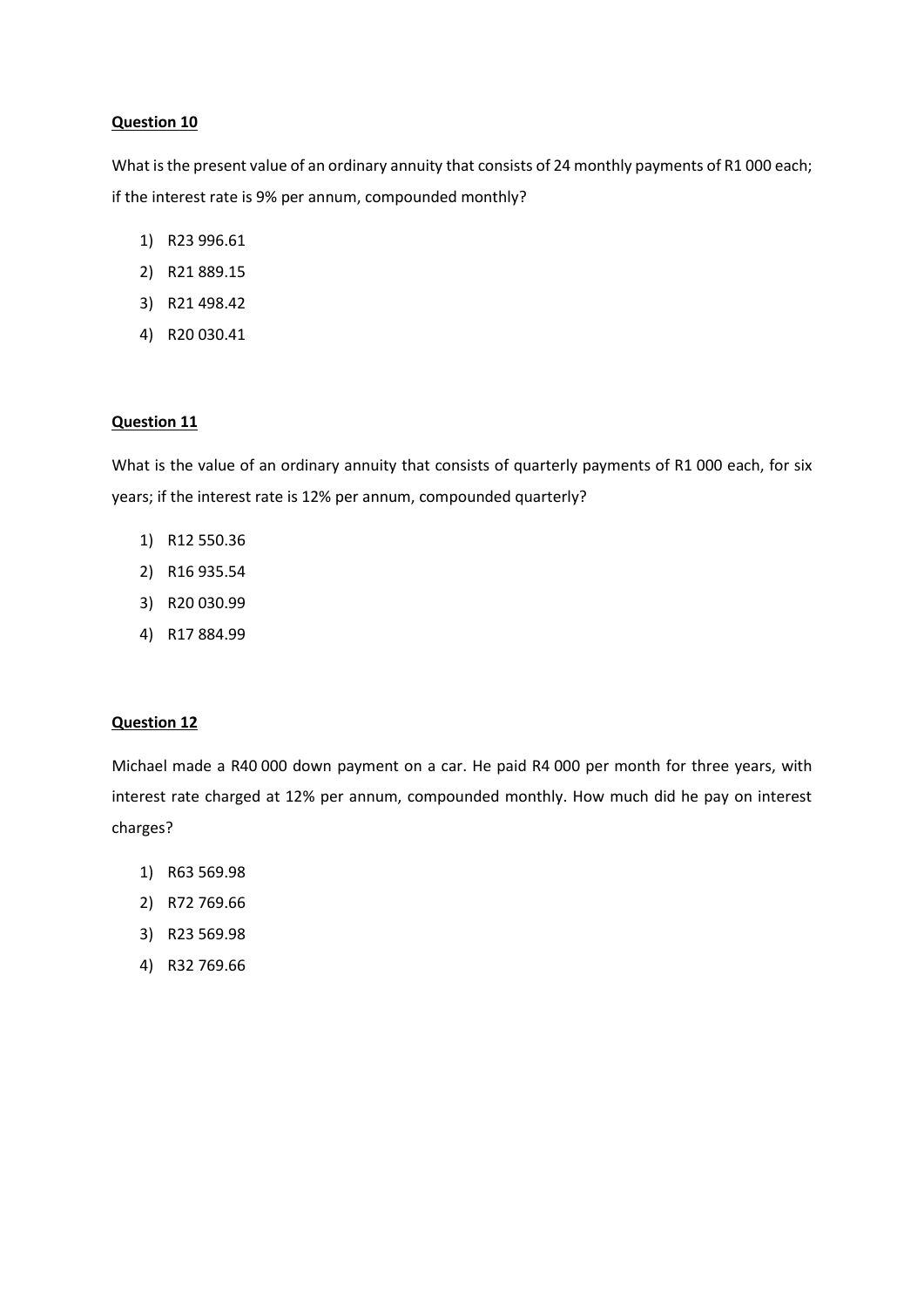**Question 10**

What is the present value of an ordinary annuity that consists of 24 monthly payments of R1 000 each; if the interest rate is 9% per annum, compounded monthly?

1) R23 996.61
2) R21 889.15
3) R21 498.42
4) R20 030.41

**Question 11**

What is the value of an ordinary annuity that consists of quarterly payments of R1 000 each, for six years; if the interest rate is 12% per annum, compounded quarterly?

1) R12 550.36
2) R16 935.54
3) R20 030.99
4) R17 884.99

**Question 12**

Michael made a R40 000 down payment on a car. He paid R4 000 per month for three years, with interest rate charged at 12% per annum, compounded monthly. How much did he pay on interest charges?

1) R63 569.98
2) R72 769.66
3) R23 569.98
4) R32 769.66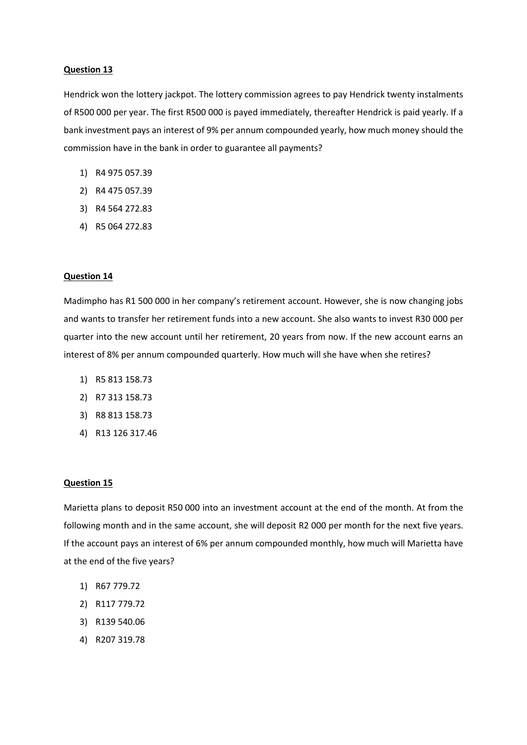**Question 13**

Hendrick won the lottery jackpot. The lottery commission agrees to pay Hendrick twenty instalments of R500 000 per year. The first R500 000 is payed immediately, thereafter Hendrick is paid yearly. If a bank investment pays an interest of 9% per annum compounded yearly, how much money should the commission have in the bank in order to guarantee all payments?

1) R4 975 057.39
2) R4 475 057.39
3) R4 564 272.83
4) R5 064 272.83

**Question 14**

Madimpho has R1 500 000 in her company's retirement account. However, she is now changing jobs and wants to transfer her retirement funds into a new account. She also wants to invest R30 000 per quarter into the new account until her retirement, 20 years from now. If the new account earns an interest of 8% per annum compounded quarterly. How much will she have when she retires?

1) R5 813 158.73
2) R7 313 158.73
3) R8 813 158.73
4) R13 126 317.46

**Question 15**

Marietta plans to deposit R50 000 into an investment account at the end of the month. At from the following month and in the same account, she will deposit R2 000 per month for the next five years. If the account pays an interest of 6% per annum compounded monthly, how much will Marietta have at the end of the five years?

1) R67 779.72
2) R117 779.72
3) R139 540.06
4) R207 319.78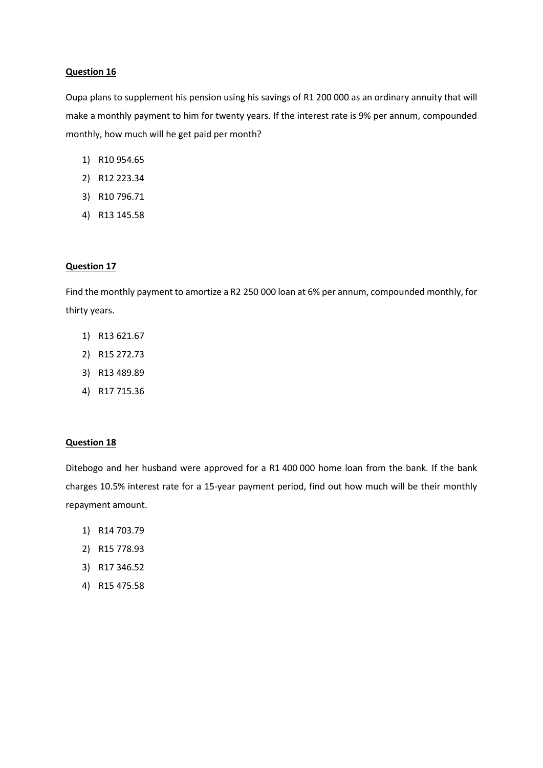**Question 16**

Oupa plans to supplement his pension using his savings of R1 200 000 as an ordinary annuity that will make a monthly payment to him for twenty years. If the interest rate is 9% per annum, compounded monthly, how much will he get paid per month?

1) R10 954.65
2) R12 223.34
3) R10 796.71
4) R13 145.58

**Question 17**

Find the monthly payment to amortize a R2 250 000 loan at 6% per annum, compounded monthly, for thirty years.

1) R13 621.67
2) R15 272.73
3) R13 489.89
4) R17 715.36

**Question 18**

Ditebogo and her husband were approved for a R1 400 000 home loan from the bank. If the bank charges 10.5% interest rate for a 15-year payment period, find out how much will be their monthly repayment amount.

1) R14 703.79
2) R15 778.93
3) R17 346.52
4) R15 475.58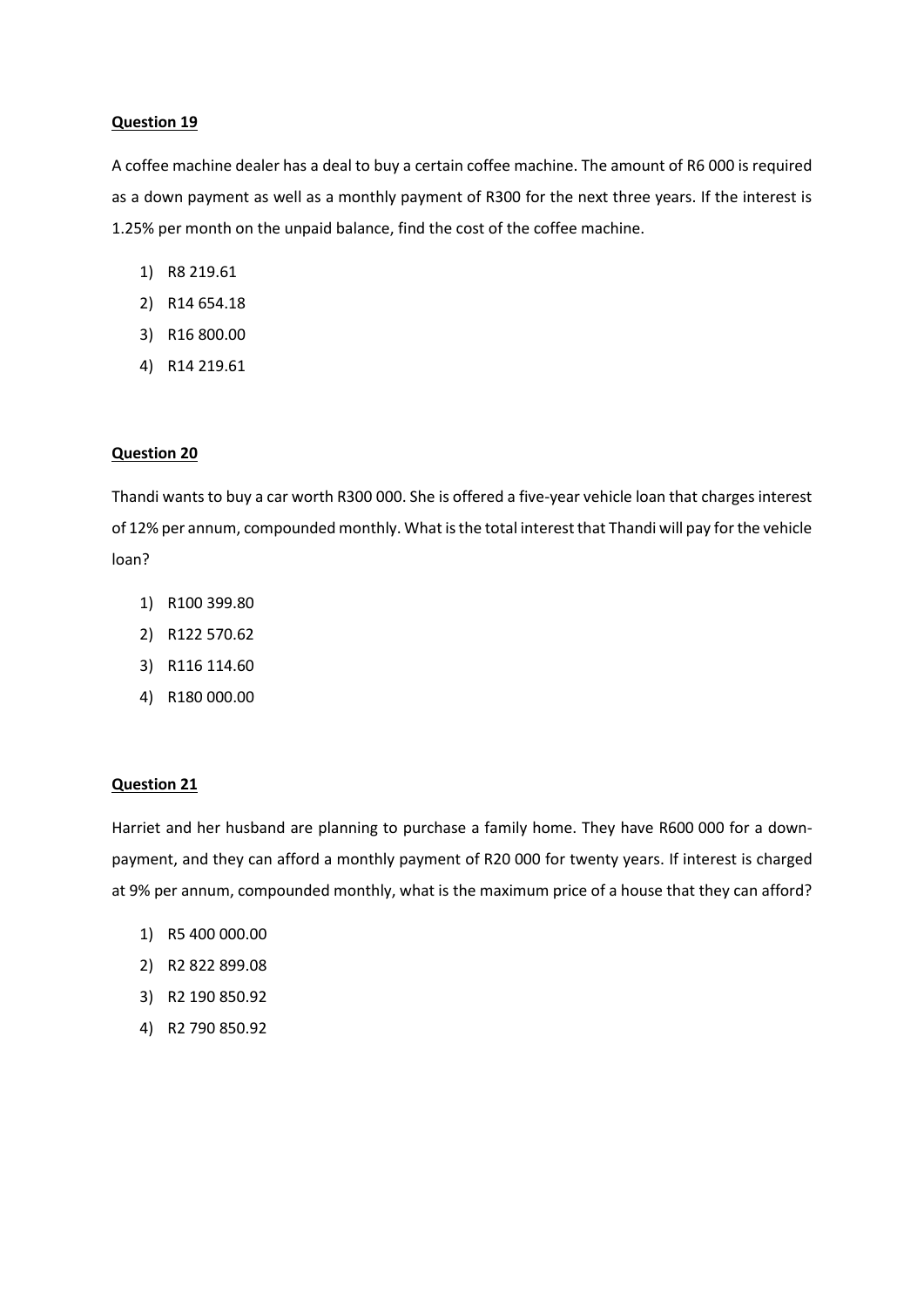**Question 19**

A coffee machine dealer has a deal to buy a certain coffee machine. The amount of R6 000 is required as a down payment as well as a monthly payment of R300 for the next three years. If the interest is 1.25% per month on the unpaid balance, find the cost of the coffee machine.

1) R8 219.61
2) R14 654.18
3) R16 800.00
4) R14 219.61

**Question 20**

Thandi wants to buy a car worth R300 000. She is offered a five-year vehicle loan that charges interest of 12% per annum, compounded monthly. What is the total interest that Thandi will pay for the vehicle loan?

1) R100 399.80
2) R122 570.62
3) R116 114.60
4) R180 000.00

**Question 21**

Harriet and her husband are planning to purchase a family home. They have R600 000 for a down-payment, and they can afford a monthly payment of R20 000 for twenty years. If interest is charged at 9% per annum, compounded monthly, what is the maximum price of a house that they can afford?

1) R5 400 000.00
2) R2 822 899.08
3) R2 190 850.92
4) R2 790 850.92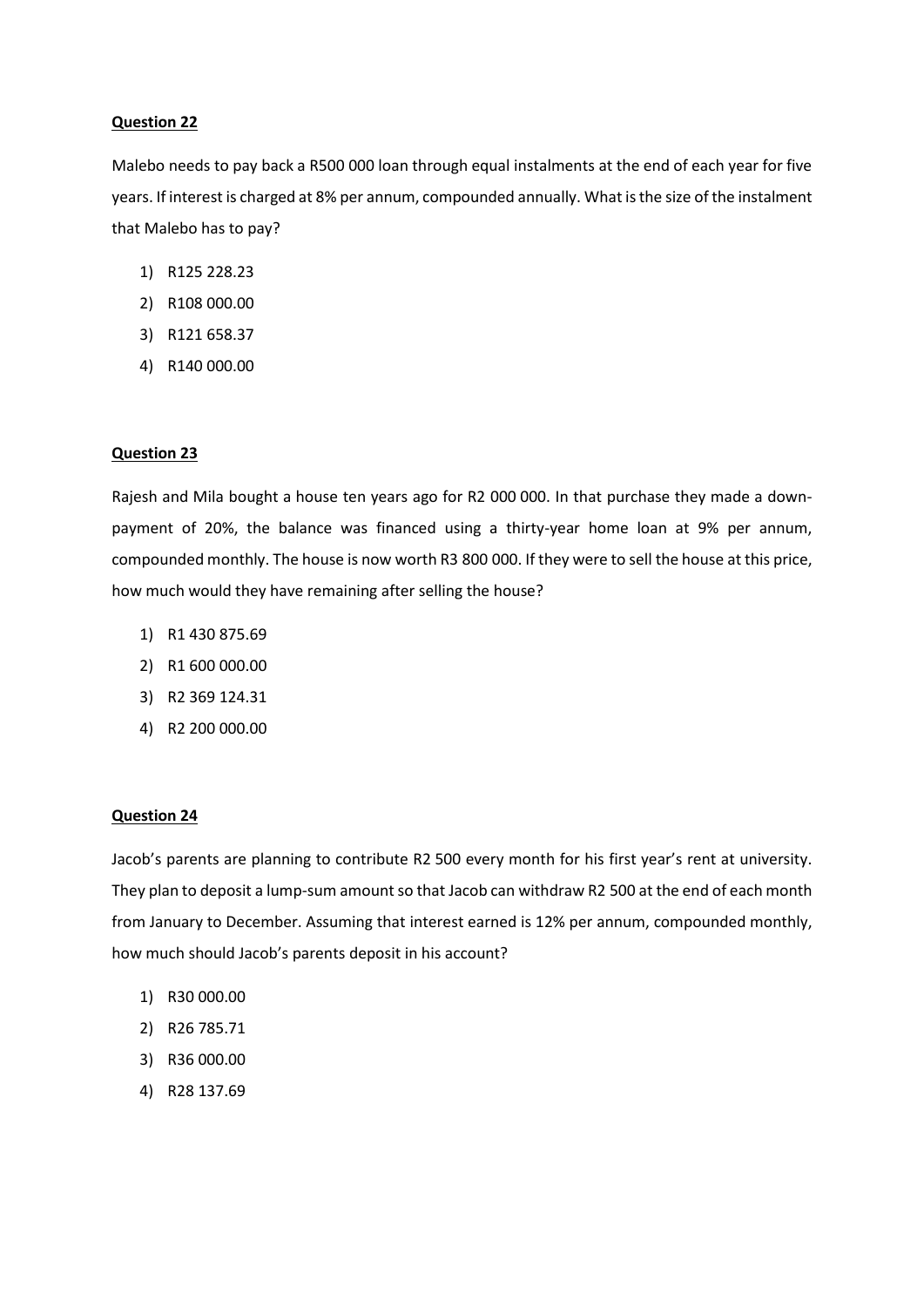**Question 22**

Malebo needs to pay back a R500 000 loan through equal instalments at the end of each year for five years. If interest is charged at 8% per annum, compounded annually. What is the size of the instalment that Malebo has to pay?

1) R125 228.23
2) R108 000.00
3) R121 658.37
4) R140 000.00

**Question 23**

Rajesh and Mila bought a house ten years ago for R2 000 000. In that purchase they made a down-payment of 20%, the balance was financed using a thirty-year home loan at 9% per annum, compounded monthly. The house is now worth R3 800 000. If they were to sell the house at this price, how much would they have remaining after selling the house?

1) R1 430 875.69
2) R1 600 000.00
3) R2 369 124.31
4) R2 200 000.00

**Question 24**

Jacob's parents are planning to contribute R2 500 every month for his first year's rent at university. They plan to deposit a lump-sum amount so that Jacob can withdraw R2 500 at the end of each month from January to December. Assuming that interest earned is 12% per annum, compounded monthly, how much should Jacob's parents deposit in his account?

1) R30 000.00
2) R26 785.71
3) R36 000.00
4) R28 137.69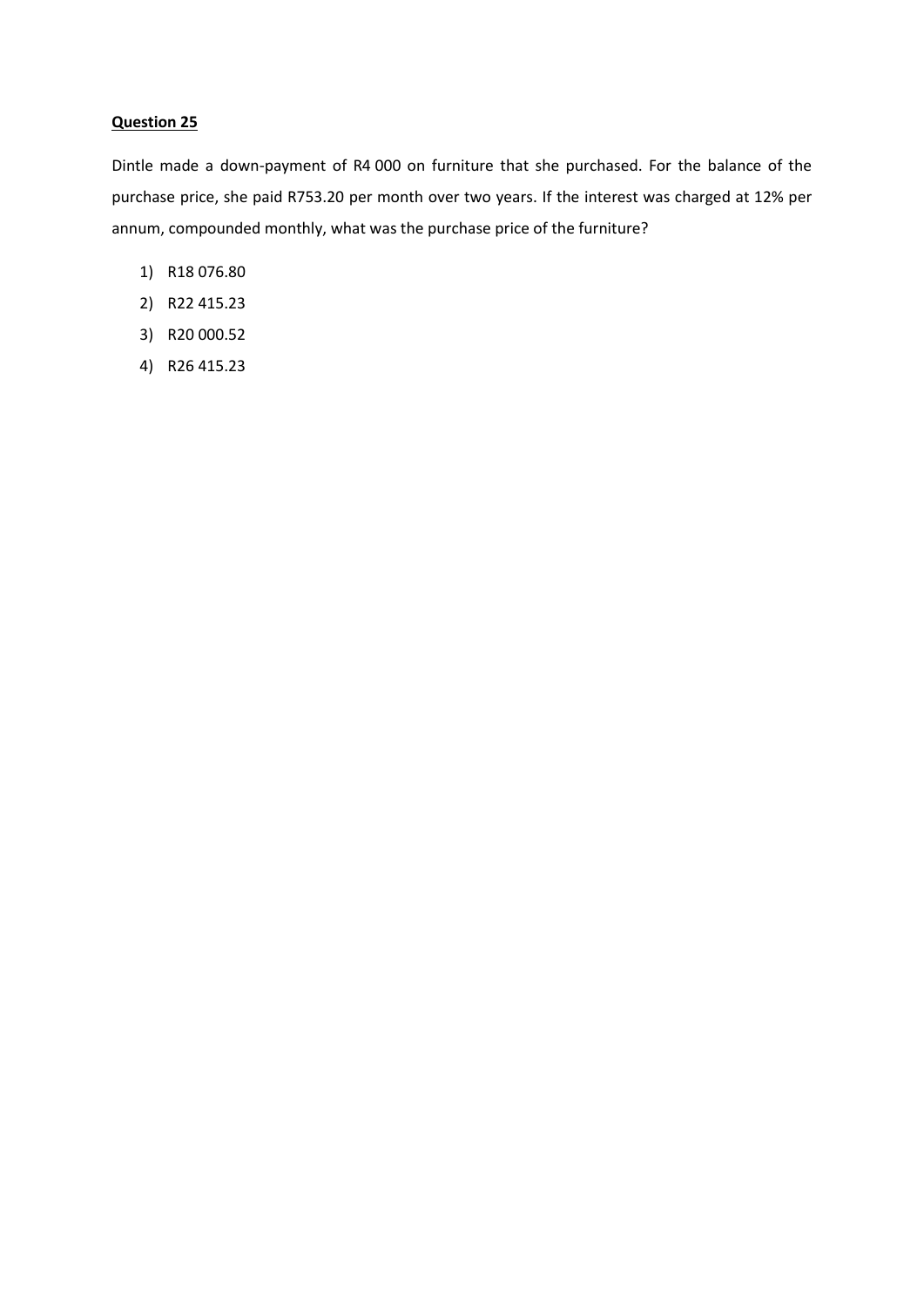**Question 25**

Dintle made a down-payment of R4 000 on furniture that she purchased. For the balance of the purchase price, she paid R753.20 per month over two years. If the interest was charged at 12% per annum, compounded monthly, what was the purchase price of the furniture?

1) R18 076.80
2) R22 415.23
3) R20 000.52
4) R26 415.23